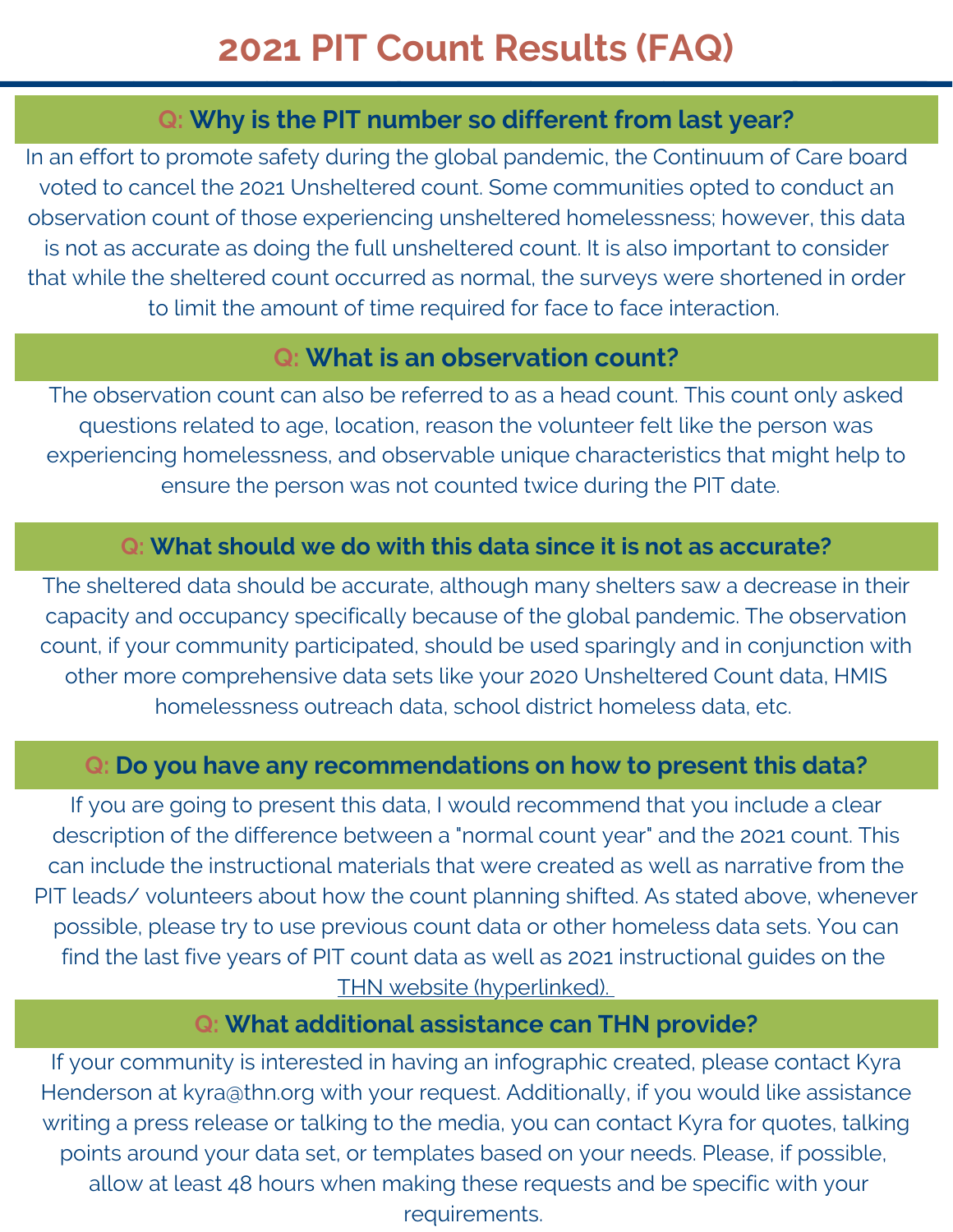# 2021 PIT Count Results (FAQ)

## Q: Why is the PIT number so different from last year?

In an effort to promote safety during the global pandemic, the Continuum of Care board voted to cancel the 2021 Unsheltered count. Some communities opted to conduct an observation count of those experiencing unsheltered homelessness; however, this data is not as accurate as doing the full unsheltered count. It is also important to consider that while the sheltered count occurred as normal, the surveys were shortened in order to limit the amount of time required for face to face interaction.

## Q: What is an observation count?

The observation count can also be referred to as a head count. This count only asked questions related to age, location, reason the volunteer felt like the person was experiencing homelessness, and observable unique characteristics that might help to ensure the person was not counted twice during the PIT date.

## Q: What should we do with this data since it is not as accurate?

The sheltered data should be accurate, although many shelters saw a decrease in their capacity and occupancy specifically because of the global pandemic. The observation count, if your community participated, should be used sparingly and in conjunction with other more comprehensive data sets like your 2020 Unsheltered Count data, HMIS homelessness outreach data, school district homeless data, etc.

## Q: Do you have any recommendations on how to present this data?

If you are going to present this data, I would recommend that you include a clear description of the difference between a "normal count year" and the 2021 count. This can include the instructional materials that were created as well as narrative from the PIT leads/ volunteers about how the count planning shifted. As stated above, whenever possible, please try to use previous count data or other homeless data sets. You can find the last five years of PIT count data as well as 2021 instructional guides on the THN website (hyperlinked).

## Q: What additional assistance can THN provide?

If your community is interested in having an infographic created, please contact Kyra Henderson at kyra@thn.org with your request. Additionally, if you would like assistance writing a press release or talking to the media, you can contact Kyra for quotes, talking points around your data set, or templates based on your needs. Please, if possible, allow at least 48 hours when making these requests and be specific with your requirements.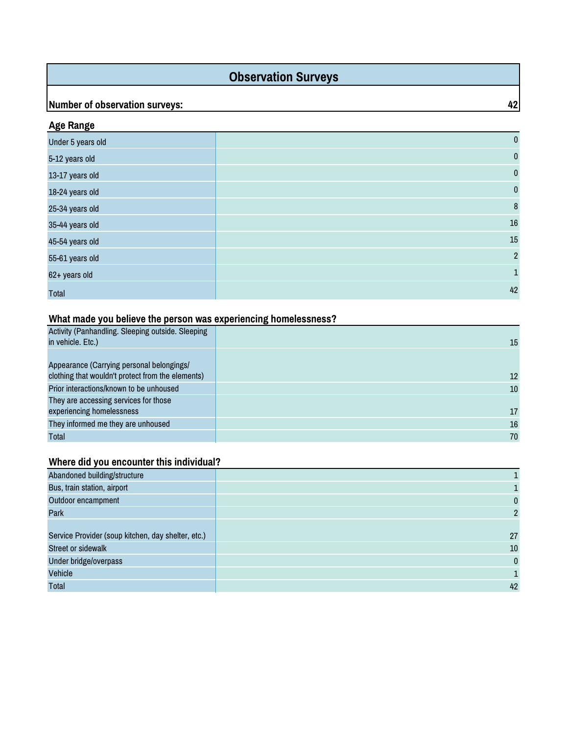# Observation Surveys

| **Number of observation surveys:** | **42** |
|---|---|

## Age Range

| Age Range | |
|---|---|
| Under 5 years old | 0 |
| 5-12 years old | 0 |
| 13-17 years old | 0 |
| 18-24 years old | 0 |
| 25-34 years old | 8 |
| 35-44 years old | 16 |
| 45-54 years old | 15 |
| 55-61 years old | 2 |
| 62+ years old | 1 |
| Total | 42 |

## What made you believe the person was experiencing homelessness?

| What made you believe the person was experiencing homelessness? | |
|---|---|
| Activity (Panhandling. Sleeping outside. Sleeping in vehicle. Etc.) | 15 |
| Appearance (Carrying personal belongings/ clothing that wouldn't protect from the elements) | 12 |
| Prior interactions/known to be unhoused | 10 |
| They are accessing services for those experiencing homelessness | 17 |
| They informed me they are unhoused | 16 |
| Total | 70 |

## Where did you encounter this individual?

| Where did you encounter this individual? | |
|---|---|
| Abandoned building/structure | 1 |
| Bus, train station, airport | 1 |
| Outdoor encampment | 0 |
| Park | 2 |
| Service Provider (soup kitchen, day shelter, etc.) | 27 |
| Street or sidewalk | 10 |
| Under bridge/overpass | 0 |
| Vehicle | 1 |
| Total | 42 |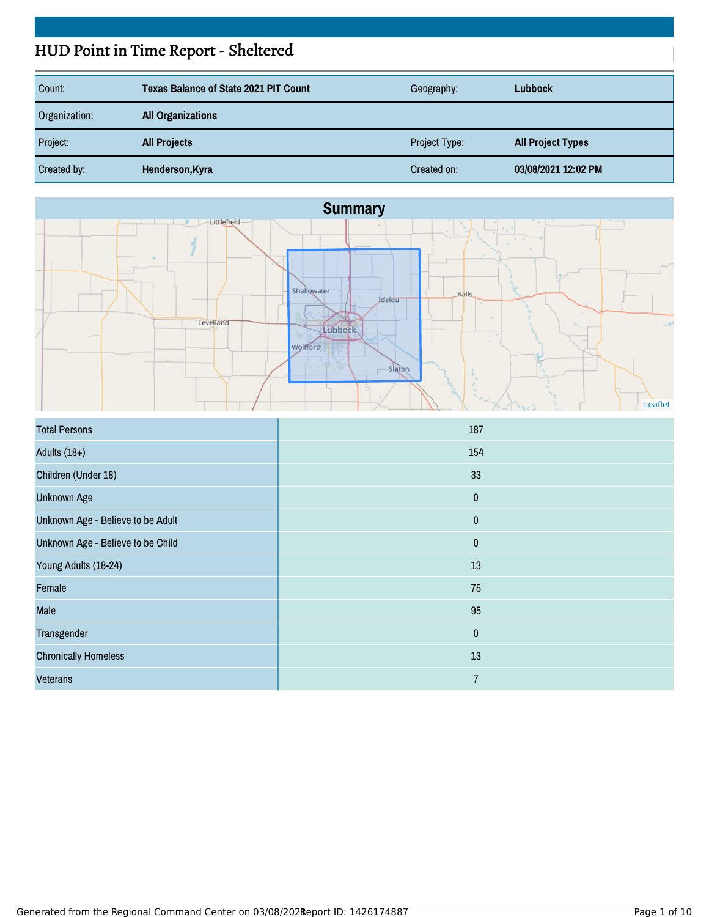# HUD Point in Time Report - Sheltered

| | | | |
|---|---|---|---|
| Count: | **Texas Balance of State 2021 PIT Count** | Geography: | **Lubbock** |
| Organization: | **All Organizations** | | |
| Project: | **All Projects** | Project Type: | **All Project Types** |
| Created by: | **Henderson,Kyra** | Created on: | **03/08/2021 12:02 PM** |

## Summary

| | |
|---|---|
| Total Persons | 187 |
| Adults (18+) | 154 |
| Children (Under 18) | 33 |
| Unknown Age | 0 |
| Unknown Age - Believe to be Adult | 0 |
| Unknown Age - Believe to be Child | 0 |
| Young Adults (18-24) | 13 |
| Female | 75 |
| Male | 95 |
| Transgender | 0 |
| Chronically Homeless | 13 |
| Veterans | 7 |

Generated from the Regional Command Center on 03/08/2021 Report ID: 1426174887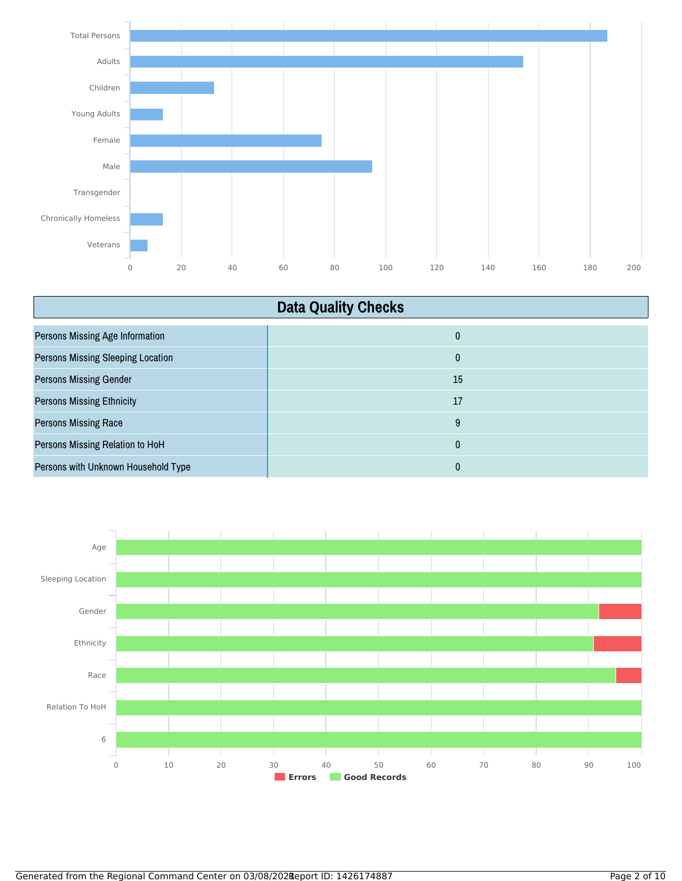Total Persons
Adults
Children
Young Adults
Female
Male
Transgender
Chronically Homeless
Veterans

0 20 40 60 80 100 120 140 160 180 200

## Data Quality Checks

| Data Quality Checks | |
|---|---|
| Persons Missing Age Information | 0 |
| Persons Missing Sleeping Location | 0 |
| Persons Missing Gender | 15 |
| Persons Missing Ethnicity | 17 |
| Persons Missing Race | 9 |
| Persons Missing Relation to HoH | 0 |
| Persons with Unknown Household Type | 0 |

Age
Sleeping Location
Gender
Ethnicity
Race
Relation To HoH
6

0 10 20 30 40 50 60 70 80 90 100

Errors Good Records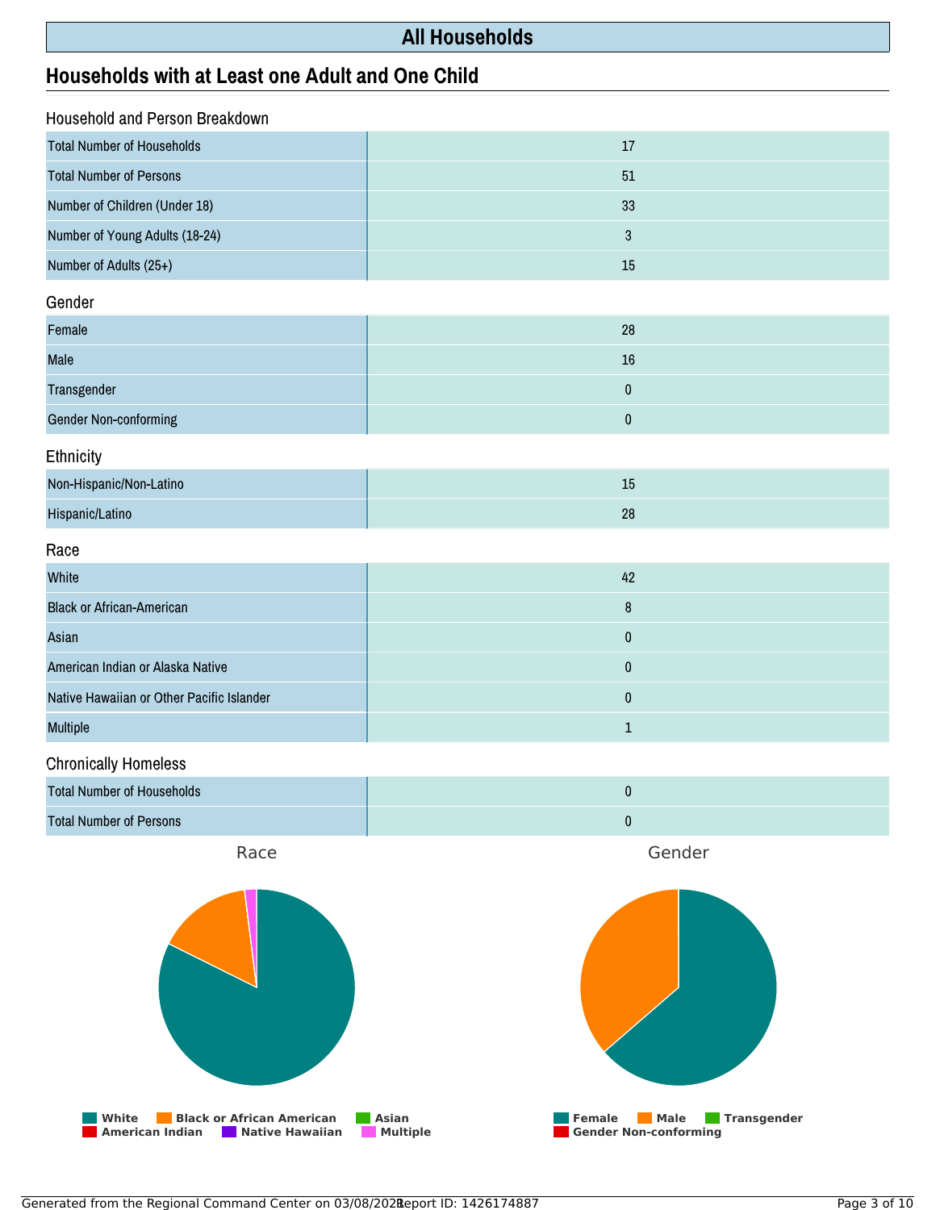# All Households

## Households with at Least one Adult and One Child

### Household and Person Breakdown

| | |
|---|---|
| Total Number of Households | 17 |
| Total Number of Persons | 51 |
| Number of Children (Under 18) | 33 |
| Number of Young Adults (18-24) | 3 |
| Number of Adults (25+) | 15 |

### Gender

| | |
|---|---|
| Female | 28 |
| Male | 16 |
| Transgender | 0 |
| Gender Non-conforming | 0 |

### Ethnicity

| | |
|---|---|
| Non-Hispanic/Non-Latino | 15 |
| Hispanic/Latino | 28 |

### Race

| | |
|---|---|
| White | 42 |
| Black or African-American | 8 |
| Asian | 0 |
| American Indian or Alaska Native | 0 |
| Native Hawaiian or Other Pacific Islander | 0 |
| Multiple | 1 |

### Chronically Homeless

| | |
|---|---|
| Total Number of Households | 0 |
| Total Number of Persons | 0 |

Race

White, Black or African American, Asian, American Indian, Native Hawaiian, Multiple

Gender

Female, Male, Transgender, Gender Non-conforming

Generated from the Regional Command Center on 03/08/2021 Report ID: 1426174887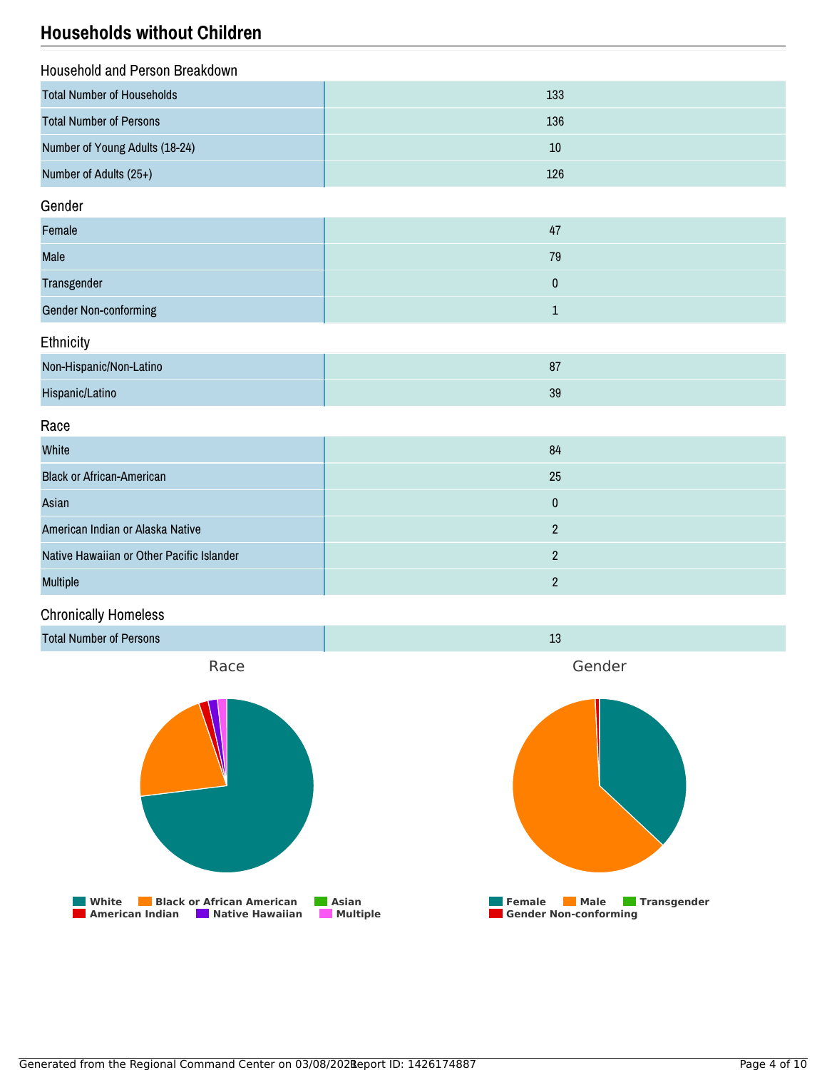## Households without Children

### Household and Person Breakdown

| | |
|---|---|
| Total Number of Households | 133 |
| Total Number of Persons | 136 |
| Number of Young Adults (18-24) | 10 |
| Number of Adults (25+) | 126 |

### Gender

| | |
|---|---|
| Female | 47 |
| Male | 79 |
| Transgender | 0 |
| Gender Non-conforming | 1 |

### Ethnicity

| | |
|---|---|
| Non-Hispanic/Non-Latino | 87 |
| Hispanic/Latino | 39 |

### Race

| | |
|---|---|
| White | 84 |
| Black or African-American | 25 |
| Asian | 0 |
| American Indian or Alaska Native | 2 |
| Native Hawaiian or Other Pacific Islander | 2 |
| Multiple | 2 |

### Chronically Homeless

| | |
|---|---|
| Total Number of Persons | 13 |

Race

White | Black or African American | Asian | American Indian | Native Hawaiian | Multiple

Gender

Female | Male | Transgender | Gender Non-conforming

Generated from the Regional Command Center on 03/08/2021 Report ID: 1426174887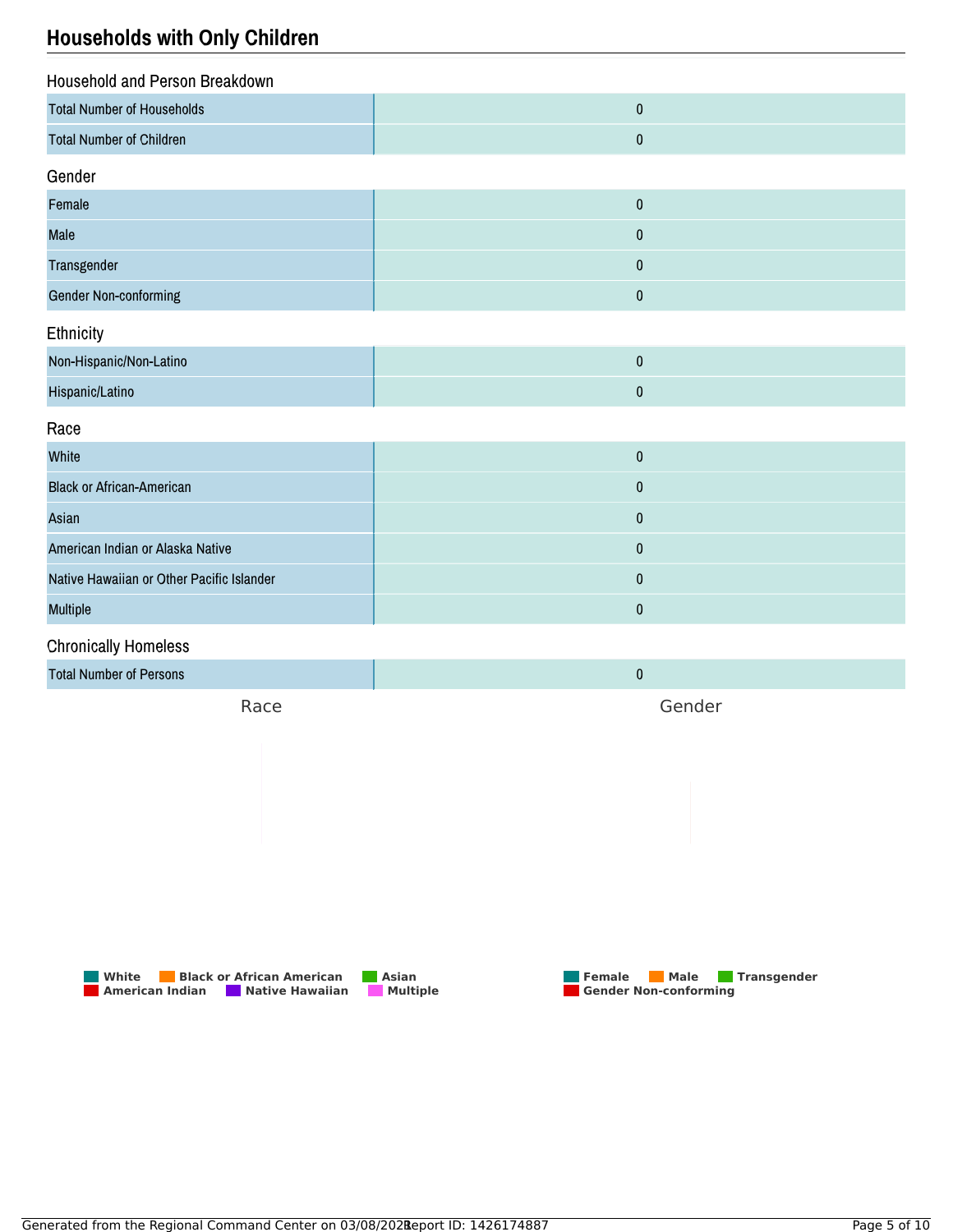# Households with Only Children

## Household and Person Breakdown

| | |
|---|---|
| Total Number of Households | 0 |
| Total Number of Children | 0 |

## Gender

| | |
|---|---|
| Female | 0 |
| Male | 0 |
| Transgender | 0 |
| Gender Non-conforming | 0 |

## Ethnicity

| | |
|---|---|
| Non-Hispanic/Non-Latino | 0 |
| Hispanic/Latino | 0 |

## Race

| | |
|---|---|
| White | 0 |
| Black or African-American | 0 |
| Asian | 0 |
| American Indian or Alaska Native | 0 |
| Native Hawaiian or Other Pacific Islander | 0 |
| Multiple | 0 |

## Chronically Homeless

| | |
|---|---|
| Total Number of Persons | 0 |

Race

Gender

White, Black or African American, Asian, American Indian, Native Hawaiian, Multiple

Female, Male, Transgender, Gender Non-conforming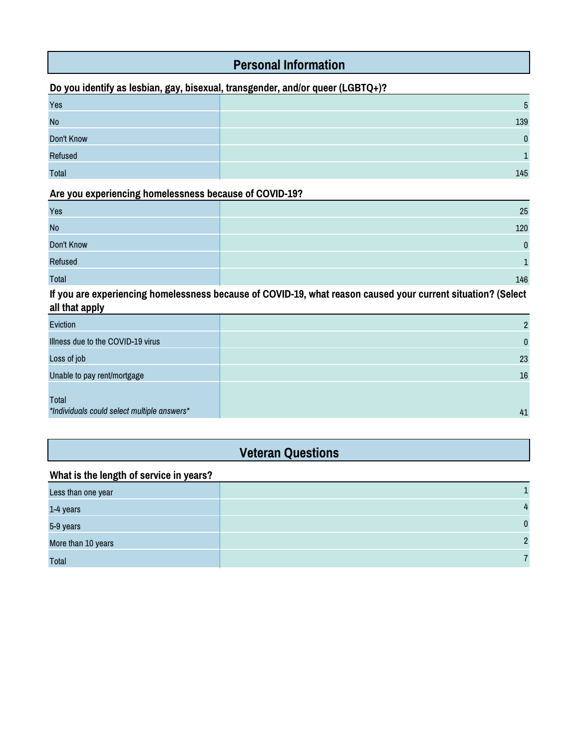## Personal Information

**Do you identify as lesbian, gay, bisexual, transgender, and/or queer (LGBTQ+)?**

| | |
|---|---:|
| Yes | 5 |
| No | 139 |
| Don't Know | 0 |
| Refused | 1 |
| Total | 145 |

**Are you experiencing homelessness because of COVID-19?**

| | |
|---|---:|
| Yes | 25 |
| No | 120 |
| Don't Know | 0 |
| Refused | 1 |
| Total | 146 |

**If you are experiencing homelessness because of COVID-19, what reason caused your current situation? (Select all that apply**

| | |
|---|---:|
| Eviction | 2 |
| Illness due to the COVID-19 virus | 0 |
| Loss of job | 23 |
| Unable to pay rent/mortgage | 16 |
| Total<br>*Individuals could select multiple answers* | 41 |

## Veteran Questions

**What is the length of service in years?**

| | |
|---|---:|
| Less than one year | 1 |
| 1-4 years | 4 |
| 5-9 years | 0 |
| More than 10 years | 2 |
| Total | 7 |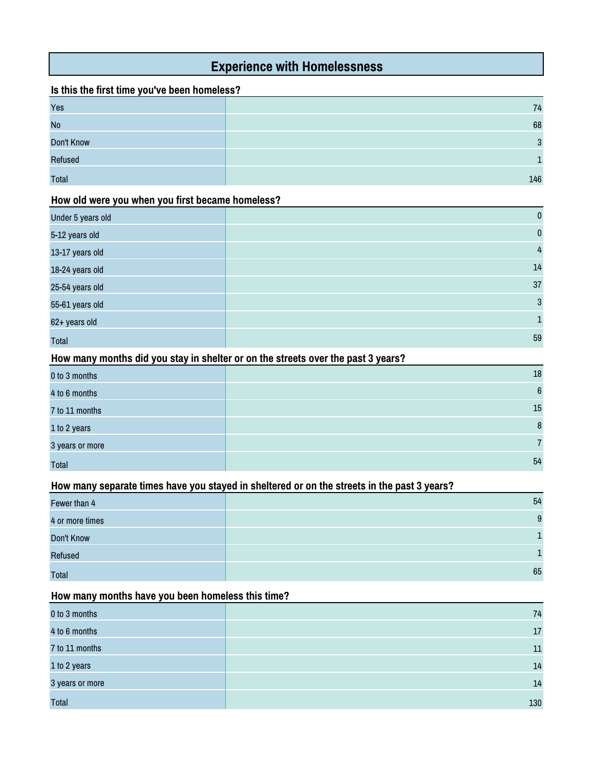# Experience with Homelessness

### Is this the first time you've been homeless?

| | |
|---|---|
| Yes | 74 |
| No | 68 |
| Don't Know | 3 |
| Refused | 1 |
| Total | 146 |

### How old were you when you first became homeless?

| | |
|---|---|
| Under 5 years old | 0 |
| 5-12 years old | 0 |
| 13-17 years old | 4 |
| 18-24 years old | 14 |
| 25-54 years old | 37 |
| 55-61 years old | 3 |
| 62+ years old | 1 |
| Total | 59 |

### How many months did you stay in shelter or on the streets over the past 3 years?

| | |
|---|---|
| 0 to 3 months | 18 |
| 4 to 6 months | 6 |
| 7 to 11 months | 15 |
| 1 to 2 years | 8 |
| 3 years or more | 7 |
| Total | 54 |

### How many separate times have you stayed in sheltered or on the streets in the past 3 years?

| | |
|---|---|
| Fewer than 4 | 54 |
| 4 or more times | 9 |
| Don't Know | 1 |
| Refused | 1 |
| Total | 65 |

### How many months have you been homeless this time?

| | |
|---|---|
| 0 to 3 months | 74 |
| 4 to 6 months | 17 |
| 7 to 11 months | 11 |
| 1 to 2 years | 14 |
| 3 years or more | 14 |
| Total | 130 |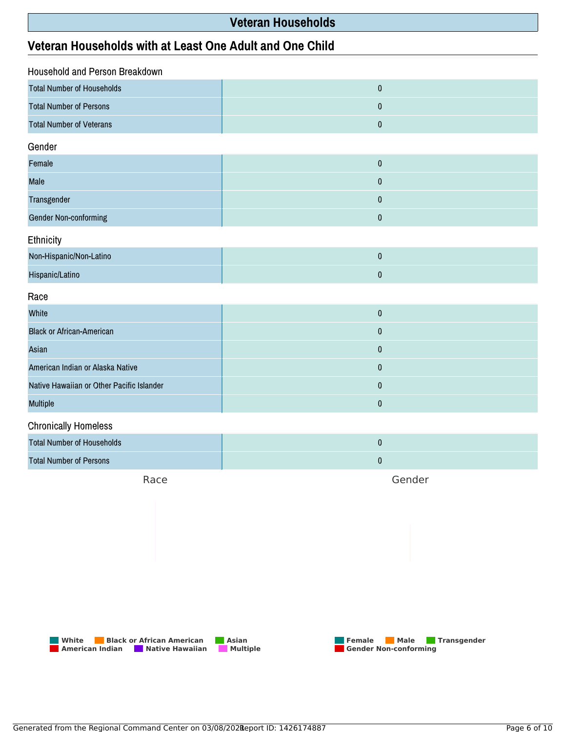# Veteran Households

## Veteran Households with at Least One Adult and One Child

### Household and Person Breakdown

| | |
|---|---|
| Total Number of Households | 0 |
| Total Number of Persons | 0 |
| Total Number of Veterans | 0 |

### Gender

| | |
|---|---|
| Female | 0 |
| Male | 0 |
| Transgender | 0 |
| Gender Non-conforming | 0 |

### Ethnicity

| | |
|---|---|
| Non-Hispanic/Non-Latino | 0 |
| Hispanic/Latino | 0 |

### Race

| | |
|---|---|
| White | 0 |
| Black or African-American | 0 |
| Asian | 0 |
| American Indian or Alaska Native | 0 |
| Native Hawaiian or Other Pacific Islander | 0 |
| Multiple | 0 |

### Chronically Homeless

| | |
|---|---|
| Total Number of Households | 0 |
| Total Number of Persons | 0 |

Race

White, Black or African American, Asian, American Indian, Native Hawaiian, Multiple

Gender

Female, Male, Transgender, Gender Non-conforming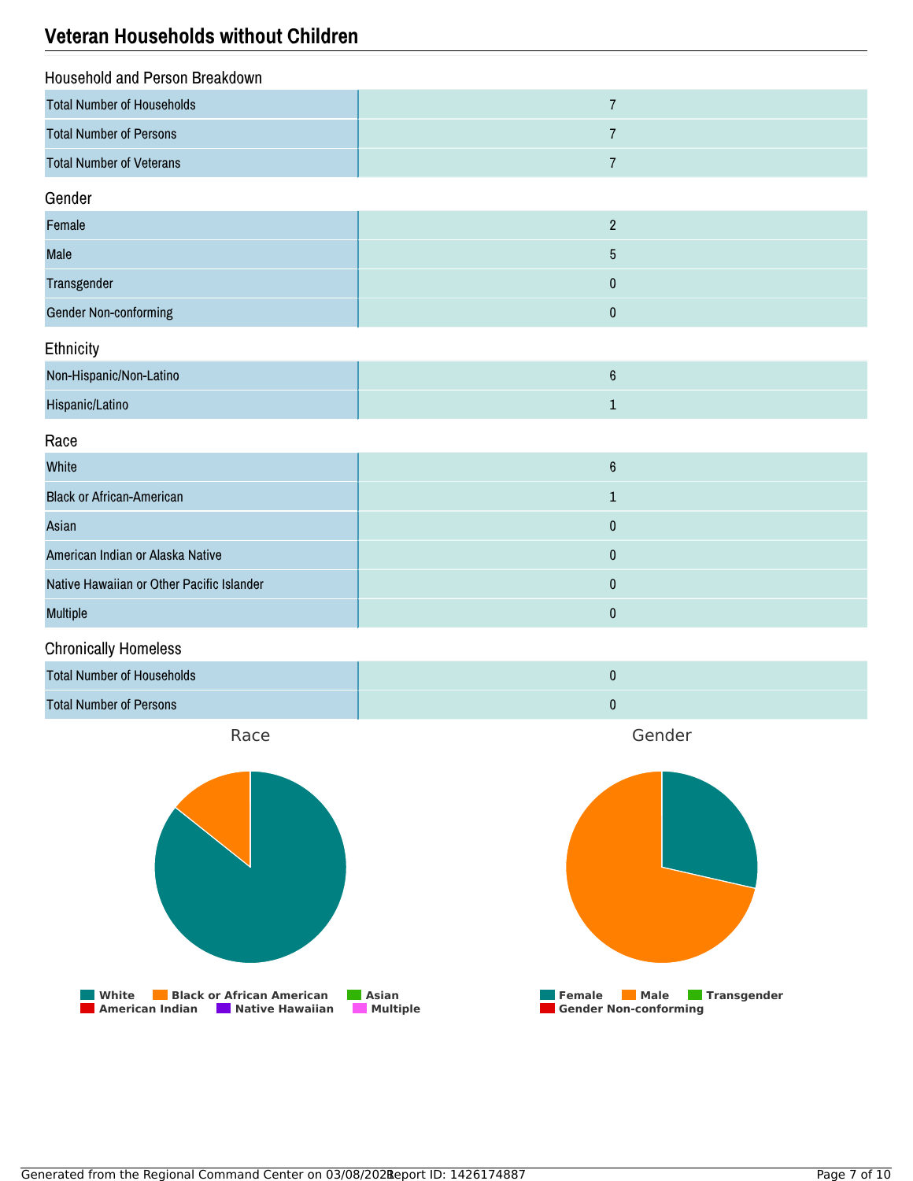# Veteran Households without Children

## Household and Person Breakdown

| | |
|---|---|
| Total Number of Households | 7 |
| Total Number of Persons | 7 |
| Total Number of Veterans | 7 |

## Gender

| | |
|---|---|
| Female | 2 |
| Male | 5 |
| Transgender | 0 |
| Gender Non-conforming | 0 |

## Ethnicity

| | |
|---|---|
| Non-Hispanic/Non-Latino | 6 |
| Hispanic/Latino | 1 |

## Race

| | |
|---|---|
| White | 6 |
| Black or African-American | 1 |
| Asian | 0 |
| American Indian or Alaska Native | 0 |
| Native Hawaiian or Other Pacific Islander | 0 |
| Multiple | 0 |

## Chronically Homeless

| | |
|---|---|
| Total Number of Households | 0 |
| Total Number of Persons | 0 |

Race

White · Black or African American · Asian · American Indian · Native Hawaiian · Multiple

Gender

Female · Male · Transgender · Gender Non-conforming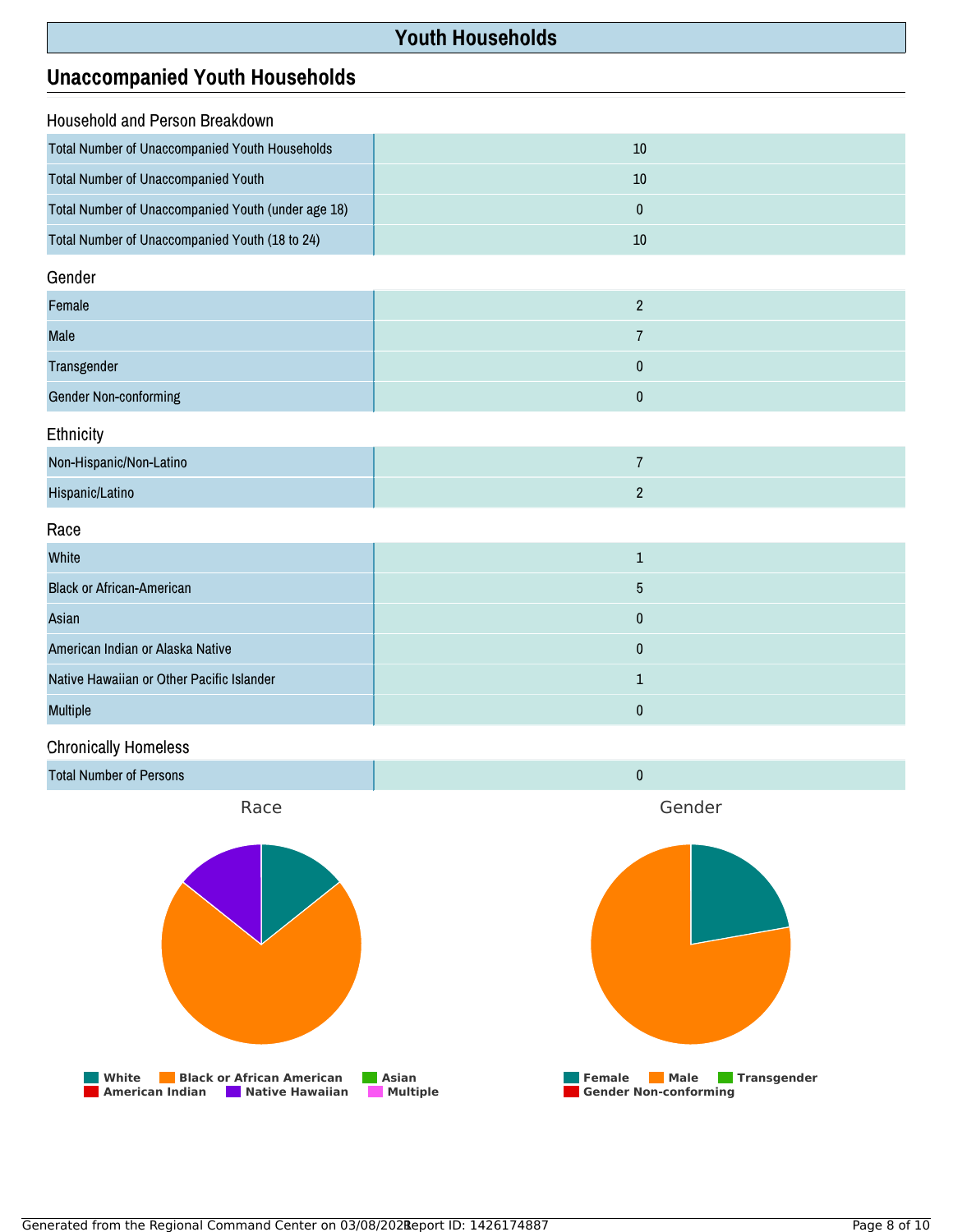# Youth Households

## Unaccompanied Youth Households

### Household and Person Breakdown

| | |
|---|---|
| Total Number of Unaccompanied Youth Households | 10 |
| Total Number of Unaccompanied Youth | 10 |
| Total Number of Unaccompanied Youth (under age 18) | 0 |
| Total Number of Unaccompanied Youth (18 to 24) | 10 |

### Gender

| | |
|---|---|
| Female | 2 |
| Male | 7 |
| Transgender | 0 |
| Gender Non-conforming | 0 |

### Ethnicity

| | |
|---|---|
| Non-Hispanic/Non-Latino | 7 |
| Hispanic/Latino | 2 |

### Race

| | |
|---|---|
| White | 1 |
| Black or African-American | 5 |
| Asian | 0 |
| American Indian or Alaska Native | 0 |
| Native Hawaiian or Other Pacific Islander | 1 |
| Multiple | 0 |

### Chronically Homeless

| | |
|---|---|
| Total Number of Persons | 0 |

Race

White | Black or African American | Asian | American Indian | Native Hawaiian | Multiple

Gender

Female | Male | Transgender | Gender Non-conforming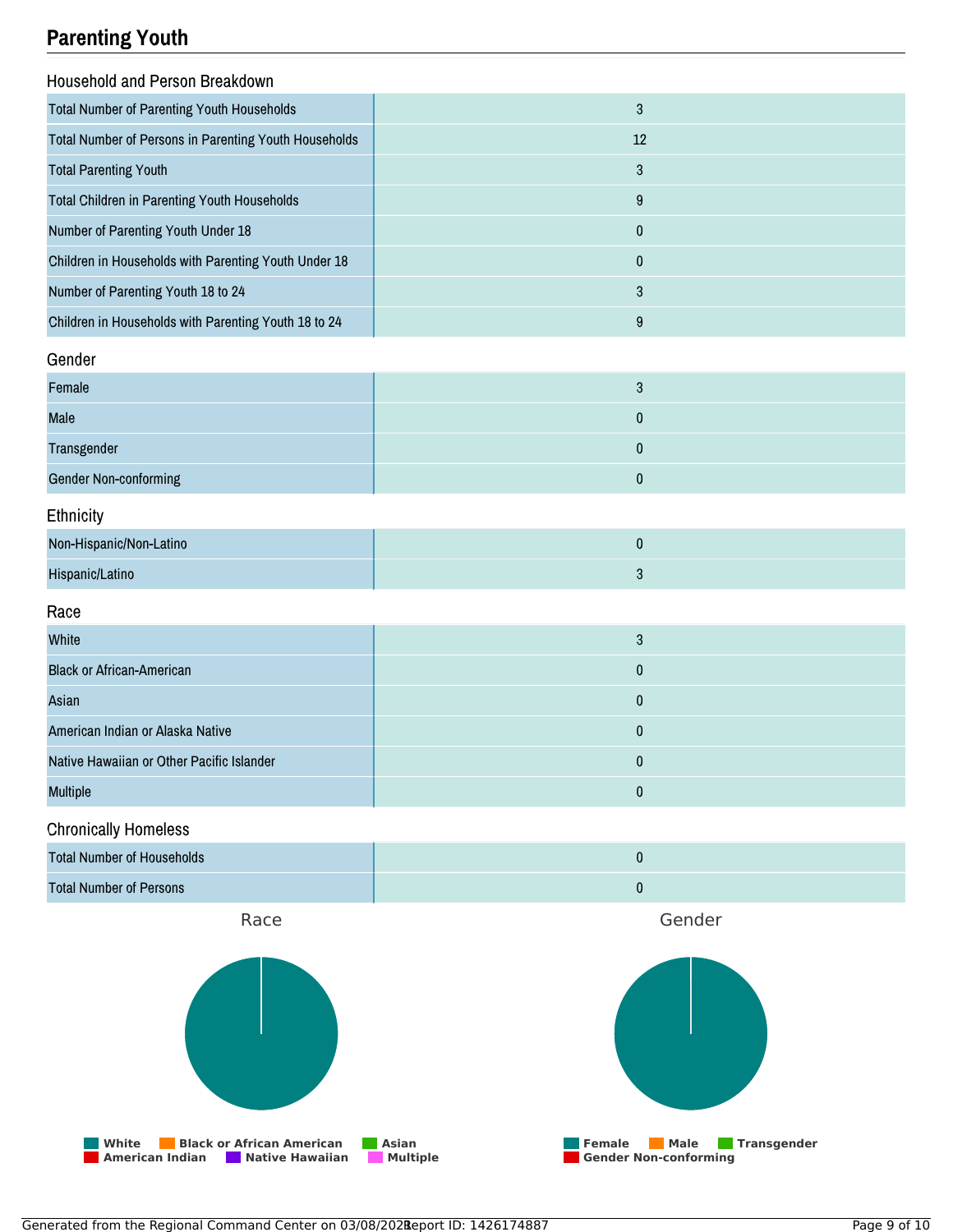# Parenting Youth

## Household and Person Breakdown

| | |
|---|---|
| Total Number of Parenting Youth Households | 3 |
| Total Number of Persons in Parenting Youth Households | 12 |
| Total Parenting Youth | 3 |
| Total Children in Parenting Youth Households | 9 |
| Number of Parenting Youth Under 18 | 0 |
| Children in Households with Parenting Youth Under 18 | 0 |
| Number of Parenting Youth 18 to 24 | 3 |
| Children in Households with Parenting Youth 18 to 24 | 9 |

## Gender

| | |
|---|---|
| Female | 3 |
| Male | 0 |
| Transgender | 0 |
| Gender Non-conforming | 0 |

## Ethnicity

| | |
|---|---|
| Non-Hispanic/Non-Latino | 0 |
| Hispanic/Latino | 3 |

## Race

| | |
|---|---|
| White | 3 |
| Black or African-American | 0 |
| Asian | 0 |
| American Indian or Alaska Native | 0 |
| Native Hawaiian or Other Pacific Islander | 0 |
| Multiple | 0 |

## Chronically Homeless

| | |
|---|---|
| Total Number of Households | 0 |
| Total Number of Persons | 0 |

Race

White | Black or African American | Asian | American Indian | Native Hawaiian | Multiple

Gender

Female | Male | Transgender | Gender Non-conforming

Generated from the Regional Command Center on 03/08/2021 Report ID: 1426174887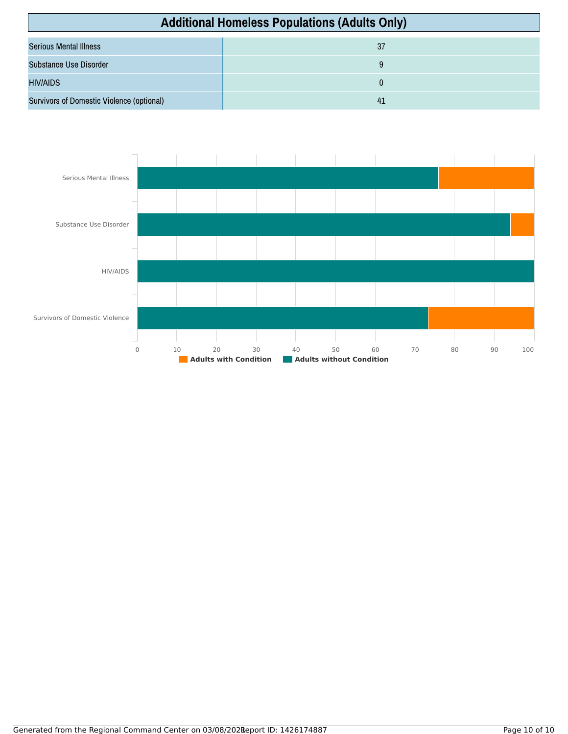## Additional Homeless Populations (Adults Only)

| | |
|---|---|
| Serious Mental Illness | 37 |
| Substance Use Disorder | 9 |
| HIV/AIDS | 0 |
| Survivors of Domestic Violence (optional) | 41 |

Serious Mental Illness
Substance Use Disorder
HIV/AIDS
Survivors of Domestic Violence

0 10 20 30 40 50 60 70 80 90 100

Adults with Condition
Adults without Condition